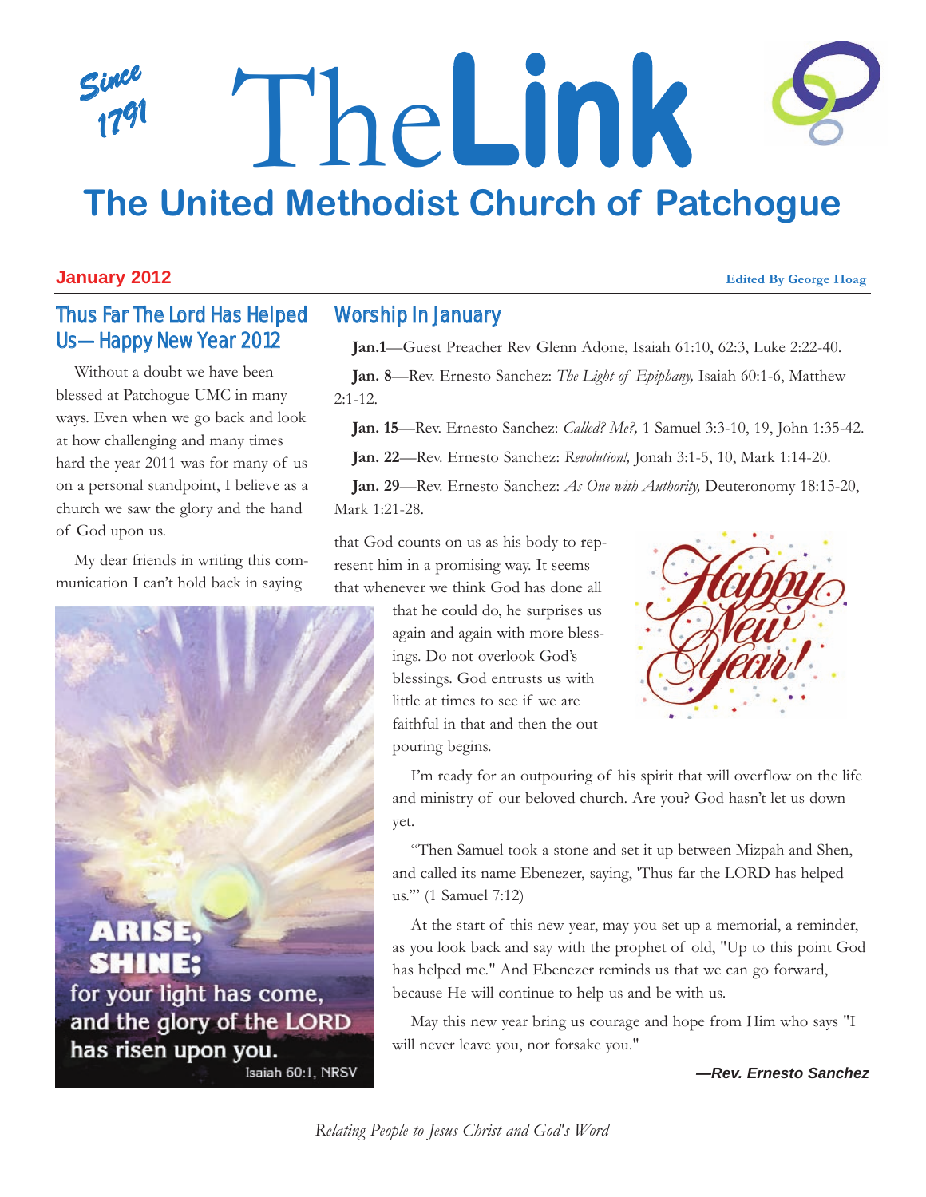# The Link

Since 1791

## The United Methodist Church of Patchogue

**January 2012** — **Edited By George Hoag**

## Thus Far The Lord Has Helped Us— Happy New Year 2012

Without a doubt we have been blessed at Patchogue UMC in many ways. Even when we go back and look at how challenging and many times hard the year 2011 was for many of us on a personal standpoint, I believe as a church we saw the glory and the hand of God upon us.

My dear friends in writing this communication I can't hold back in saying that God counts on us as his body to represent him in a promising way. It seems that whenever we think God has done all that he could do, he surprises us again and again with more blessings. Do not overlook God's blessings. God entrusts us with little at times to see if we are faithful in that and then the out pouring begins.

I'm ready for an outpouring of his spirit that will overflow on the life and ministry of our beloved church. Are you? God hasn't let us down yet.

"Then Samuel took a stone and set it up between Mizpah and Shen, and called its name Ebenezer, saying, 'Thus far the LORD has helped us.'" (1 Samuel 7:12)

At the start of this new year, may you set up a memorial, a reminder, as you look back and say with the prophet of old, "Up to this point God has helped me." And Ebenezer reminds us that we can go forward, because He will continue to help us and be with us.

May this new year bring us courage and hope from Him who says "I will never leave you, nor forsake you."

***—Rev. Ernesto Sanchez***

**ARISE, SHINE;** for your light has come, and the glory of the LORD has risen upon you.
Isaiah 60:1, NRSV

## Worship In January

**Jan.1**—Guest Preacher Rev Glenn Adone, Isaiah 61:10, 62:3, Luke 2:22-40.

**Jan. 8**—Rev. Ernesto Sanchez: *The Light of Epiphany,* Isaiah 60:1-6, Matthew 2:1-12.

**Jan. 15**—Rev. Ernesto Sanchez: *Called? Me?,* 1 Samuel 3:3-10, 19, John 1:35-42.

**Jan. 22**—Rev. Ernesto Sanchez: *Revolution!,* Jonah 3:1-5, 10, Mark 1:14-20.

**Jan. 29**—Rev. Ernesto Sanchez: *As One with Authority,* Deuteronomy 18:15-20, Mark 1:21-28.

Happy New Year!

*Relating People to Jesus Christ and God's Word*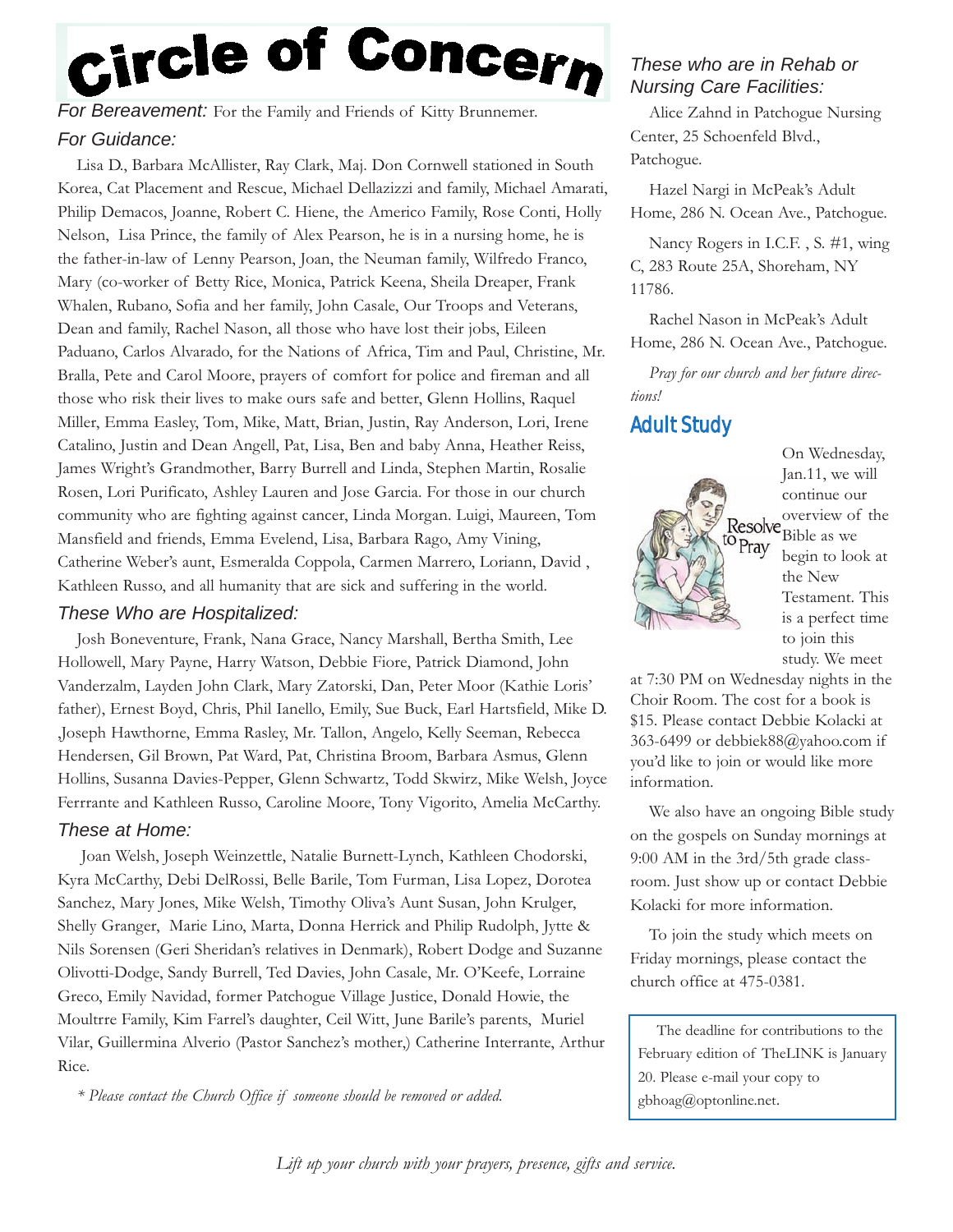# Circle of Concern

*For Bereavement:* For the Family and Friends of Kitty Brunnemer.

### *For Guidance:*

Lisa D., Barbara McAllister, Ray Clark, Maj. Don Cornwell stationed in South Korea, Cat Placement and Rescue, Michael Dellazizzi and family, Michael Amarati, Philip Demacos, Joanne, Robert C. Hiene, the Americo Family, Rose Conti, Holly Nelson, Lisa Prince, the family of Alex Pearson, he is in a nursing home, he is the father-in-law of Lenny Pearson, Joan, the Neuman family, Wilfredo Franco, Mary (co-worker of Betty Rice, Monica, Patrick Keena, Sheila Dreaper, Frank Whalen, Rubano, Sofia and her family, John Casale, Our Troops and Veterans, Dean and family, Rachel Nason, all those who have lost their jobs, Eileen Paduano, Carlos Alvarado, for the Nations of Africa, Tim and Paul, Christine, Mr. Bralla, Pete and Carol Moore, prayers of comfort for police and fireman and all those who risk their lives to make ours safe and better, Glenn Hollins, Raquel Miller, Emma Easley, Tom, Mike, Matt, Brian, Justin, Ray Anderson, Lori, Irene Catalino, Justin and Dean Angell, Pat, Lisa, Ben and baby Anna, Heather Reiss, James Wright's Grandmother, Barry Burrell and Linda, Stephen Martin, Rosalie Rosen, Lori Purificato, Ashley Lauren and Jose Garcia. For those in our church community who are fighting against cancer, Linda Morgan. Luigi, Maureen, Tom Mansfield and friends, Emma Evelend, Lisa, Barbara Rago, Amy Vining, Catherine Weber's aunt, Esmeralda Coppola, Carmen Marrero, Loriann, David , Kathleen Russo, and all humanity that are sick and suffering in the world.

### *These Who are Hospitalized:*

Josh Boneventure, Frank, Nana Grace, Nancy Marshall, Bertha Smith, Lee Hollowell, Mary Payne, Harry Watson, Debbie Fiore, Patrick Diamond, John Vanderzalm, Layden John Clark, Mary Zatorski, Dan, Peter Moor (Kathie Loris' father), Ernest Boyd, Chris, Phil Ianello, Emily, Sue Buck, Earl Hartsfield, Mike D. ,Joseph Hawthorne, Emma Rasley, Mr. Tallon, Angelo, Kelly Seeman, Rebecca Hendersen, Gil Brown, Pat Ward, Pat, Christina Broom, Barbara Asmus, Glenn Hollins, Susanna Davies-Pepper, Glenn Schwartz, Todd Skwirz, Mike Welsh, Joyce Ferrrante and Kathleen Russo, Caroline Moore, Tony Vigorito, Amelia McCarthy.

### *These at Home:*

Joan Welsh, Joseph Weinzettle, Natalie Burnett-Lynch, Kathleen Chodorski, Kyra McCarthy, Debi DelRossi, Belle Barile, Tom Furman, Lisa Lopez, Dorotea Sanchez, Mary Jones, Mike Welsh, Timothy Oliva's Aunt Susan, John Krulger, Shelly Granger, Marie Lino, Marta, Donna Herrick and Philip Rudolph, Jytte & Nils Sorensen (Geri Sheridan's relatives in Denmark), Robert Dodge and Suzanne Olivotti-Dodge, Sandy Burrell, Ted Davies, John Casale, Mr. O'Keefe, Lorraine Greco, Emily Navidad, former Patchogue Village Justice, Donald Howie, the Moultrre Family, Kim Farrel's daughter, Ceil Witt, June Barile's parents, Muriel Vilar, Guillermina Alverio (Pastor Sanchez's mother,) Catherine Interrante, Arthur Rice.

*\* Please contact the Church Office if someone should be removed or added.*

### *These who are in Rehab or Nursing Care Facilities:*

Alice Zahnd in Patchogue Nursing Center, 25 Schoenfeld Blvd., Patchogue.

Hazel Nargi in McPeak's Adult Home, 286 N. Ocean Ave., Patchogue.

Nancy Rogers in I.C.F. , S. #1, wing C, 283 Route 25A, Shoreham, NY 11786.

Rachel Nason in McPeak's Adult Home, 286 N. Ocean Ave., Patchogue.

*Pray for our church and her future directions!*

## Adult Study

On Wednesday, Jan.11, we will continue our overview of the Bible as we begin to look at the New Testament. This is a perfect time to join this study. We meet at 7:30 PM on Wednesday nights in the Choir Room. The cost for a book is $15. Please contact Debbie Kolacki at 363-6499 or debbiek88@yahoo.com if you'd like to join or would like more information.

We also have an ongoing Bible study on the gospels on Sunday mornings at 9:00 AM in the 3rd/5th grade classroom. Just show up or contact Debbie Kolacki for more information.

To join the study which meets on Friday mornings, please contact the church office at 475-0381.

The deadline for contributions to the February edition of TheLINK is January 20. Please e-mail your copy to gbhoag@optonline.net.

*Lift up your church with your prayers, presence, gifts and service.*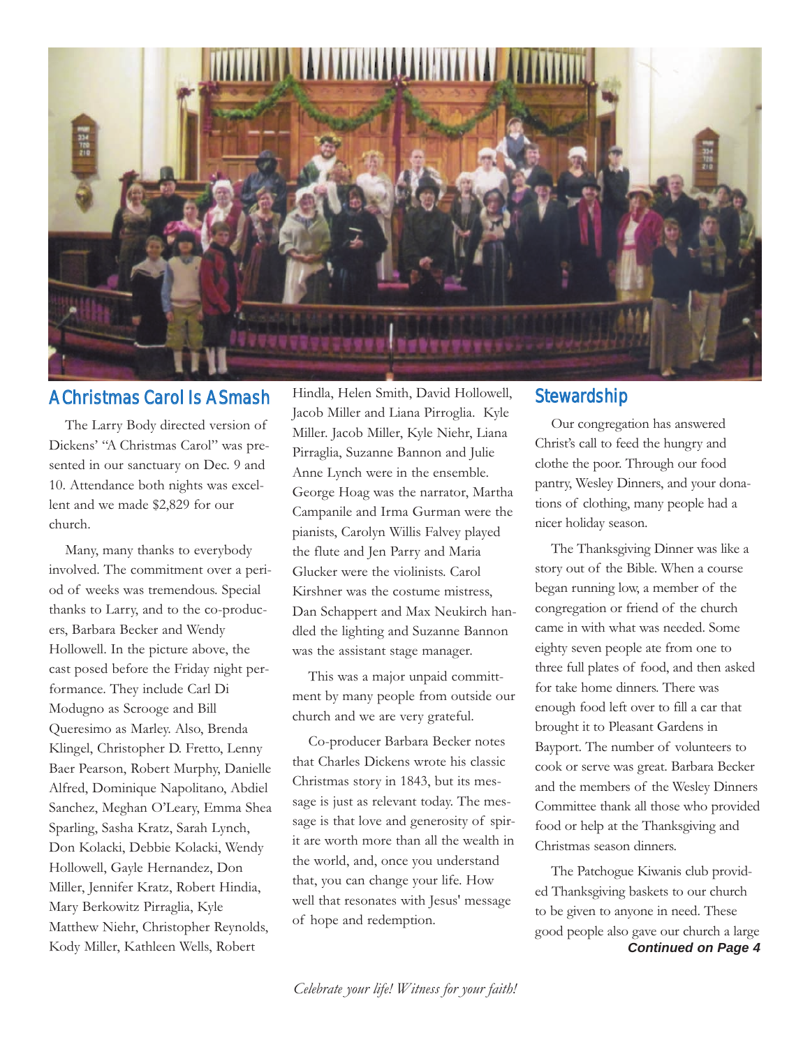## A Christmas Carol Is A Smash

The Larry Body directed version of Dickens' "A Christmas Carol" was presented in our sanctuary on Dec. 9 and 10. Attendance both nights was excellent and we made $2,829 for our church.

Many, many thanks to everybody involved. The commitment over a period of weeks was tremendous. Special thanks to Larry, and to the co-producers, Barbara Becker and Wendy Hollowell. In the picture above, the cast posed before the Friday night performance. They include Carl Di Modugno as Scrooge and Bill Queresimo as Marley. Also, Brenda Klingel, Christopher D. Fretto, Lenny Baer Pearson, Robert Murphy, Danielle Alfred, Dominique Napolitano, Abdiel Sanchez, Meghan O'Leary, Emma Shea Sparling, Sasha Kratz, Sarah Lynch, Don Kolacki, Debbie Kolacki, Wendy Hollowell, Gayle Hernandez, Don Miller, Jennifer Kratz, Robert Hindia, Mary Berkowitz Pirraglia, Kyle Matthew Niehr, Christopher Reynolds, Kody Miller, Kathleen Wells, Robert Hindla, Helen Smith, David Hollowell, Jacob Miller and Liana Pirroglia. Kyle Miller. Jacob Miller, Kyle Niehr, Liana Pirraglia, Suzanne Bannon and Julie Anne Lynch were in the ensemble. George Hoag was the narrator, Martha Campanile and Irma Gurman were the pianists, Carolyn Willis Falvey played the flute and Jen Parry and Maria Glucker were the violinists. Carol Kirshner was the costume mistress, Dan Schappert and Max Neukirch handled the lighting and Suzanne Bannon was the assistant stage manager.

This was a major unpaid committment by many people from outside our church and we are very grateful.

Co-producer Barbara Becker notes that Charles Dickens wrote his classic Christmas story in 1843, but its message is just as relevant today. The message is that love and generosity of spirit are worth more than all the wealth in the world, and, once you understand that, you can change your life. How well that resonates with Jesus' message of hope and redemption.

## Stewardship

Our congregation has answered Christ's call to feed the hungry and clothe the poor. Through our food pantry, Wesley Dinners, and your donations of clothing, many people had a nicer holiday season.

The Thanksgiving Dinner was like a story out of the Bible. When a course began running low, a member of the congregation or friend of the church came in with what was needed. Some eighty seven people ate from one to three full plates of food, and then asked for take home dinners. There was enough food left over to fill a car that brought it to Pleasant Gardens in Bayport. The number of volunteers to cook or serve was great. Barbara Becker and the members of the Wesley Dinners Committee thank all those who provided food or help at the Thanksgiving and Christmas season dinners.

The Patchogue Kiwanis club provided Thanksgiving baskets to our church to be given to anyone in need. These good people also gave our church a large

***Continued on Page 4***

*Celebrate your life! Witness for your faith!*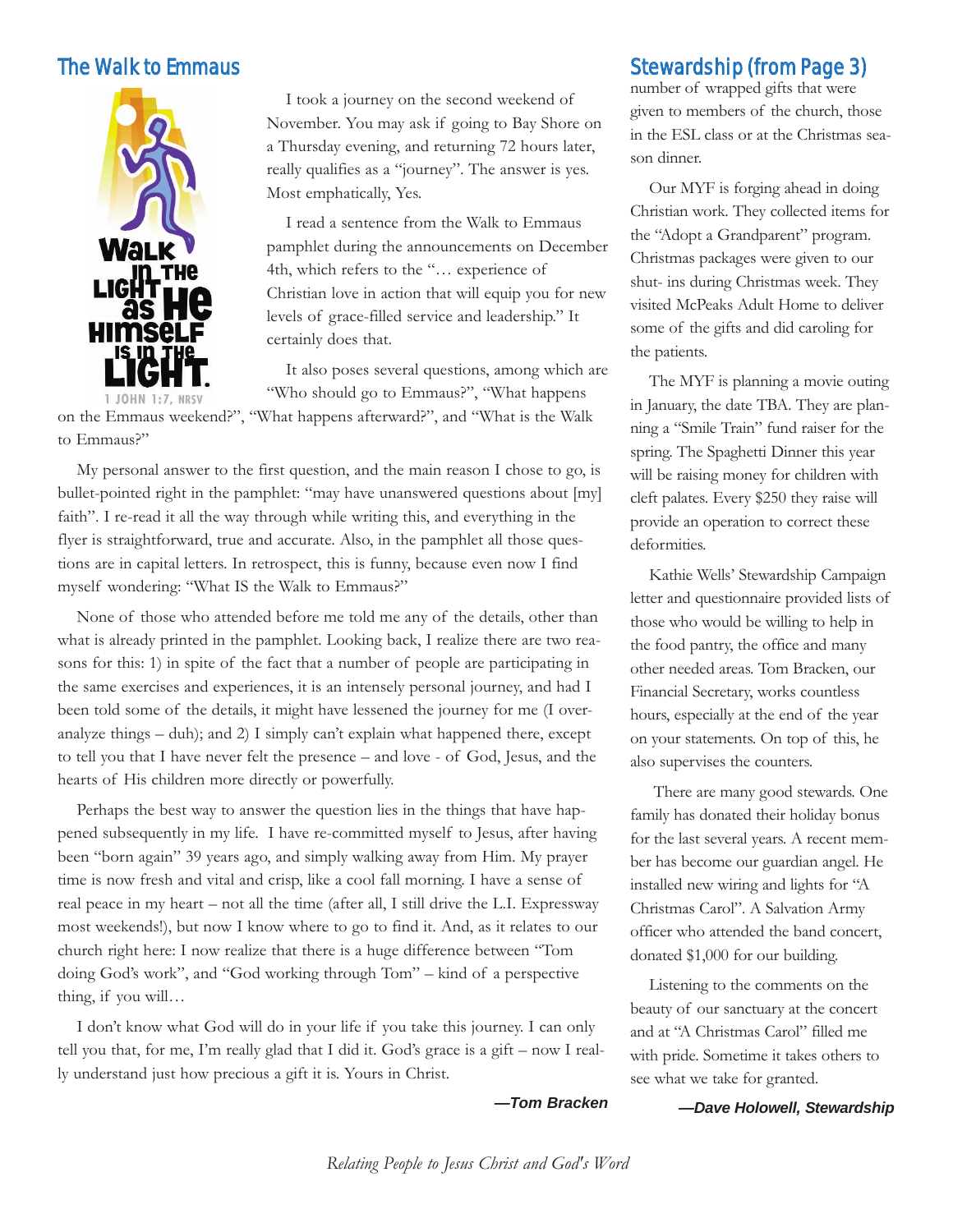## The Walk to Emmaus

WALK IN THE LIGHT as He HIMSELF IS IN THE LIGHT.
1 JOHN 1:7, NRSV

I took a journey on the second weekend of November. You may ask if going to Bay Shore on a Thursday evening, and returning 72 hours later, really qualifies as a "journey". The answer is yes. Most emphatically, Yes.

I read a sentence from the Walk to Emmaus pamphlet during the announcements on December 4th, which refers to the "… experience of Christian love in action that will equip you for new levels of grace-filled service and leadership." It certainly does that.

It also poses several questions, among which are "Who should go to Emmaus?", "What happens on the Emmaus weekend?", "What happens afterward?", and "What is the Walk to Emmaus?"

My personal answer to the first question, and the main reason I chose to go, is bullet-pointed right in the pamphlet: "may have unanswered questions about [my] faith". I re-read it all the way through while writing this, and everything in the flyer is straightforward, true and accurate. Also, in the pamphlet all those questions are in capital letters. In retrospect, this is funny, because even now I find myself wondering: "What IS the Walk to Emmaus?"

None of those who attended before me told me any of the details, other than what is already printed in the pamphlet. Looking back, I realize there are two reasons for this: 1) in spite of the fact that a number of people are participating in the same exercises and experiences, it is an intensely personal journey, and had I been told some of the details, it might have lessened the journey for me (I overanalyze things – duh); and 2) I simply can't explain what happened there, except to tell you that I have never felt the presence – and love - of God, Jesus, and the hearts of His children more directly or powerfully.

Perhaps the best way to answer the question lies in the things that have happened subsequently in my life. I have re-committed myself to Jesus, after having been "born again" 39 years ago, and simply walking away from Him. My prayer time is now fresh and vital and crisp, like a cool fall morning. I have a sense of real peace in my heart – not all the time (after all, I still drive the L.I. Expressway most weekends!), but now I know where to go to find it. And, as it relates to our church right here: I now realize that there is a huge difference between "Tom doing God's work", and "God working through Tom" – kind of a perspective thing, if you will…

I don't know what God will do in your life if you take this journey. I can only tell you that, for me, I'm really glad that I did it. God's grace is a gift – now I really understand just how precious a gift it is. Yours in Christ.

***—Tom Bracken***

## Stewardship (from Page 3)

number of wrapped gifts that were given to members of the church, those in the ESL class or at the Christmas season dinner.

Our MYF is forging ahead in doing Christian work. They collected items for the "Adopt a Grandparent" program. Christmas packages were given to our shut- ins during Christmas week. They visited McPeaks Adult Home to deliver some of the gifts and did caroling for the patients.

The MYF is planning a movie outing in January, the date TBA. They are planning a "Smile Train" fund raiser for the spring. The Spaghetti Dinner this year will be raising money for children with cleft palates. Every $250 they raise will provide an operation to correct these deformities.

Kathie Wells' Stewardship Campaign letter and questionnaire provided lists of those who would be willing to help in the food pantry, the office and many other needed areas. Tom Bracken, our Financial Secretary, works countless hours, especially at the end of the year on your statements. On top of this, he also supervises the counters.

There are many good stewards. One family has donated their holiday bonus for the last several years. A recent member has become our guardian angel. He installed new wiring and lights for "A Christmas Carol". A Salvation Army officer who attended the band concert, donated $1,000 for our building.

Listening to the comments on the beauty of our sanctuary at the concert and at "A Christmas Carol" filled me with pride. Sometime it takes others to see what we take for granted.

***—Dave Holowell, Stewardship***

*Relating People to Jesus Christ and God's Word*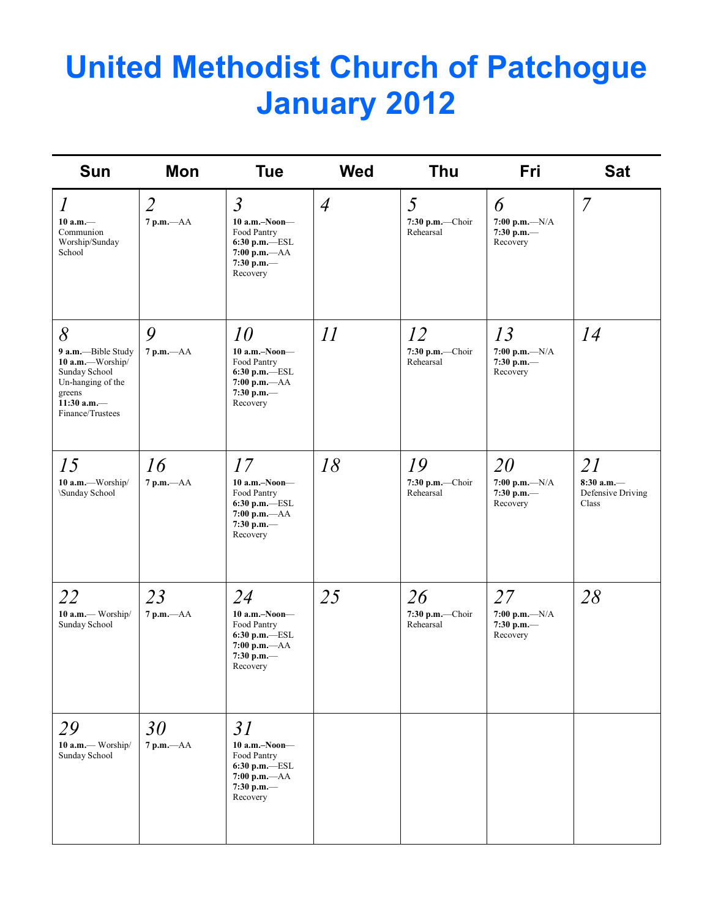# United Methodist Church of Patchogue January 2012

| Sun | Mon | Tue | Wed | Thu | Fri | Sat |
|---|---|---|---|---|---|---|
| *1*<br>**10 a.m.**—Communion Worship/Sunday School | *2*<br>**7 p.m.**—AA | *3*<br>**10 a.m.–Noon**—Food Pantry<br>**6:30 p.m.**—ESL<br>**7:00 p.m.**—AA<br>**7:30 p.m.**—Recovery | *4* | *5*<br>**7:30 p.m.**—Choir Rehearsal | *6*<br>**7:00 p.m.**—N/A<br>**7:30 p.m.**—Recovery | *7* |
| *8*<br>**9 a.m.**—Bible Study<br>**10 a.m.**—Worship/Sunday School Un-hanging of the greens<br>**11:30 a.m.**—Finance/Trustees | *9*<br>**7 p.m.**—AA | *10*<br>**10 a.m.–Noon**—Food Pantry<br>**6:30 p.m.**—ESL<br>**7:00 p.m.**—AA<br>**7:30 p.m.**—Recovery | *11* | *12*<br>**7:30 p.m.**—Choir Rehearsal | *13*<br>**7:00 p.m.**—N/A<br>**7:30 p.m.**—Recovery | *14* |
| *15*<br>**10 a.m.**—Worship/\Sunday School | *16*<br>**7 p.m.**—AA | *17*<br>**10 a.m.–Noon**—Food Pantry<br>**6:30 p.m.**—ESL<br>**7:00 p.m.**—AA<br>**7:30 p.m.**—Recovery | *18* | *19*<br>**7:30 p.m.**—Choir Rehearsal | *20*<br>**7:00 p.m.**—N/A<br>**7:30 p.m.**—Recovery | *21*<br>**8:30 a.m.**—Defensive Driving Class |
| *22*<br>**10 a.m.**— Worship/Sunday School | *23*<br>**7 p.m.**—AA | *24*<br>**10 a.m.–Noon**—Food Pantry<br>**6:30 p.m.**—ESL<br>**7:00 p.m.**—AA<br>**7:30 p.m.**—Recovery | *25* | *26*<br>**7:30 p.m.**—Choir Rehearsal | *27*<br>**7:00 p.m.**—N/A<br>**7:30 p.m.**—Recovery | *28* |
| *29*<br>**10 a.m.**— Worship/Sunday School | *30*<br>**7 p.m.**—AA | *31*<br>**10 a.m.–Noon**—Food Pantry<br>**6:30 p.m.**—ESL<br>**7:00 p.m.**—AA<br>**7:30 p.m.**—Recovery | | | | |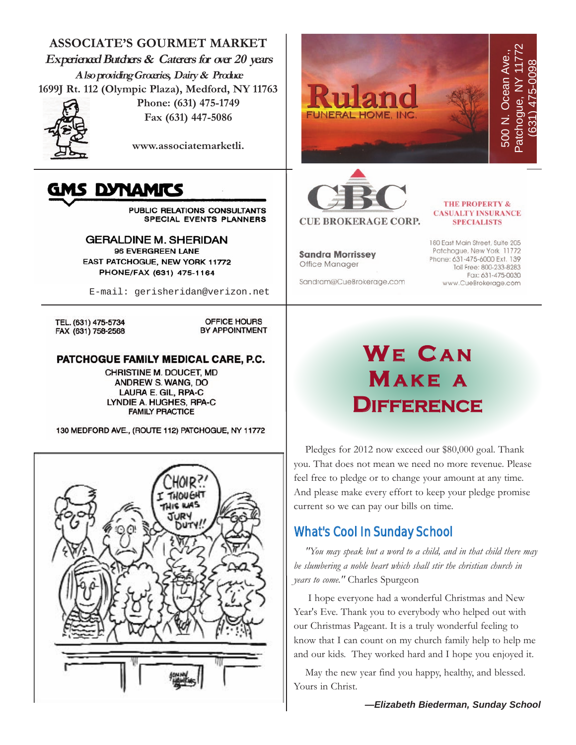**ASSOCIATE'S GOURMET MARKET**

***Experienced Butchers & Caterers for over 20 years***

***Also providing Groceries, Dairy & Produce***

**1699J Rt. 112 (Olympic Plaza), Medford, NY 11763**

**Phone: (631) 475-1749**

**Fax (631) 447-5086**

**www.associatemarketli.**

---

**Ruland**
FUNERAL HOME, INC.

500 N. Ocean Ave.,
Patchogue, NY 11772
(631) 475-0098

---

**GMS DYNAMICS**

PUBLIC RELATIONS CONSULTANTS
SPECIAL EVENTS PLANNERS

**GERALDINE M. SHERIDAN**
96 EVERGREEN LANE
EAST PATCHOGUE, NEW YORK 11772
PHONE/FAX (631) 475-1164

E-mail: gerisheridan@verizon.net

---

**CBC**
CUE BROKERAGE CORP.

THE PROPERTY & CASUALTY INSURANCE SPECIALISTS

**Sandra Morrissey**
Office Manager

Sandram@CueBrokerage.com

180 East Main Street, Suite 205
Patchogue, New York 11772
Phone: 631-475-6000 Ext. 139
Toll Free: 800-233-8283
Fax: 631-475-0030
www.CueBrokerage.com

---

TEL. (631) 475-5734
FAX (631) 758-2568

OFFICE HOURS
BY APPOINTMENT

**PATCHOGUE FAMILY MEDICAL CARE, P.C.**

CHRISTINE M. DOUCET, MD
ANDREW S. WANG, DO
LAURA E. GIL, RPA-C
LYNDIE A. HUGHES, RPA-C
FAMILY PRACTICE

130 MEDFORD AVE., (ROUTE 112) PATCHOGUE, NY 11772

---

# We Can Make a Difference

Pledges for 2012 now exceed our $80,000 goal. Thank you. That does not mean we need no more revenue. Please feel free to pledge or to change your amount at any time. And please make every effort to keep your pledge promise current so we can pay our bills on time.

## What's Cool In Sunday School

*"You may speak but a word to a child, and in that child there may be slumbering a noble heart which shall stir the christian church in years to come."* Charles Spurgeon

I hope everyone had a wonderful Christmas and New Year's Eve. Thank you to everybody who helped out with our Christmas Pageant. It is a truly wonderful feeling to know that I can count on my church family help to help me and our kids. They worked hard and I hope you enjoyed it.

May the new year find you happy, healthy, and blessed. Yours in Christ.

***—Elizabeth Biederman, Sunday School***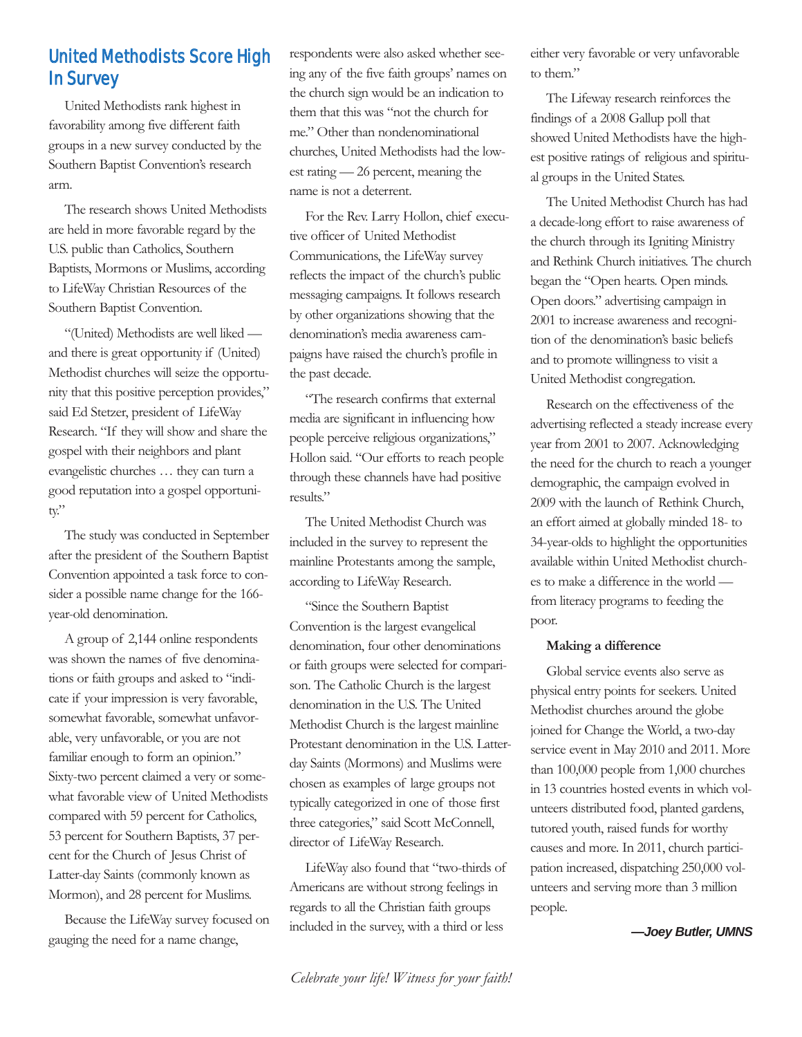## United Methodists Score High In Survey

United Methodists rank highest in favorability among five different faith groups in a new survey conducted by the Southern Baptist Convention's research arm.

The research shows United Methodists are held in more favorable regard by the U.S. public than Catholics, Southern Baptists, Mormons or Muslims, according to LifeWay Christian Resources of the Southern Baptist Convention.

"(United) Methodists are well liked — and there is great opportunity if (United) Methodist churches will seize the opportunity that this positive perception provides," said Ed Stetzer, president of LifeWay Research. "If they will show and share the gospel with their neighbors and plant evangelistic churches … they can turn a good reputation into a gospel opportunity."

The study was conducted in September after the president of the Southern Baptist Convention appointed a task force to consider a possible name change for the 166-year-old denomination.

A group of 2,144 online respondents was shown the names of five denominations or faith groups and asked to "indicate if your impression is very favorable, somewhat favorable, somewhat unfavorable, very unfavorable, or you are not familiar enough to form an opinion." Sixty-two percent claimed a very or somewhat favorable view of United Methodists compared with 59 percent for Catholics, 53 percent for Southern Baptists, 37 percent for the Church of Jesus Christ of Latter-day Saints (commonly known as Mormon), and 28 percent for Muslims.

Because the LifeWay survey focused on gauging the need for a name change, respondents were also asked whether seeing any of the five faith groups' names on the church sign would be an indication to them that this was "not the church for me." Other than nondenominational churches, United Methodists had the lowest rating — 26 percent, meaning the name is not a deterrent.

For the Rev. Larry Hollon, chief executive officer of United Methodist Communications, the LifeWay survey reflects the impact of the church's public messaging campaigns. It follows research by other organizations showing that the denomination's media awareness campaigns have raised the church's profile in the past decade.

"The research confirms that external media are significant in influencing how people perceive religious organizations," Hollon said. "Our efforts to reach people through these channels have had positive results."

The United Methodist Church was included in the survey to represent the mainline Protestants among the sample, according to LifeWay Research.

"Since the Southern Baptist Convention is the largest evangelical denomination, four other denominations or faith groups were selected for comparison. The Catholic Church is the largest denomination in the U.S. The United Methodist Church is the largest mainline Protestant denomination in the U.S. Latter-day Saints (Mormons) and Muslims were chosen as examples of large groups not typically categorized in one of those first three categories," said Scott McConnell, director of LifeWay Research.

LifeWay also found that "two-thirds of Americans are without strong feelings in regards to all the Christian faith groups included in the survey, with a third or less either very favorable or very unfavorable to them."

The Lifeway research reinforces the findings of a 2008 Gallup poll that showed United Methodists have the highest positive ratings of religious and spiritual groups in the United States.

The United Methodist Church has had a decade-long effort to raise awareness of the church through its Igniting Ministry and Rethink Church initiatives. The church began the "Open hearts. Open minds. Open doors." advertising campaign in 2001 to increase awareness and recognition of the denomination's basic beliefs and to promote willingness to visit a United Methodist congregation.

Research on the effectiveness of the advertising reflected a steady increase every year from 2001 to 2007. Acknowledging the need for the church to reach a younger demographic, the campaign evolved in 2009 with the launch of Rethink Church, an effort aimed at globally minded 18- to 34-year-olds to highlight the opportunities available within United Methodist churches to make a difference in the world — from literacy programs to feeding the poor.

**Making a difference**

Global service events also serve as physical entry points for seekers. United Methodist churches around the globe joined for Change the World, a two-day service event in May 2010 and 2011. More than 100,000 people from 1,000 churches in 13 countries hosted events in which volunteers distributed food, planted gardens, tutored youth, raised funds for worthy causes and more. In 2011, church participation increased, dispatching 250,000 volunteers and serving more than 3 million people.

***—Joey Butler, UMNS***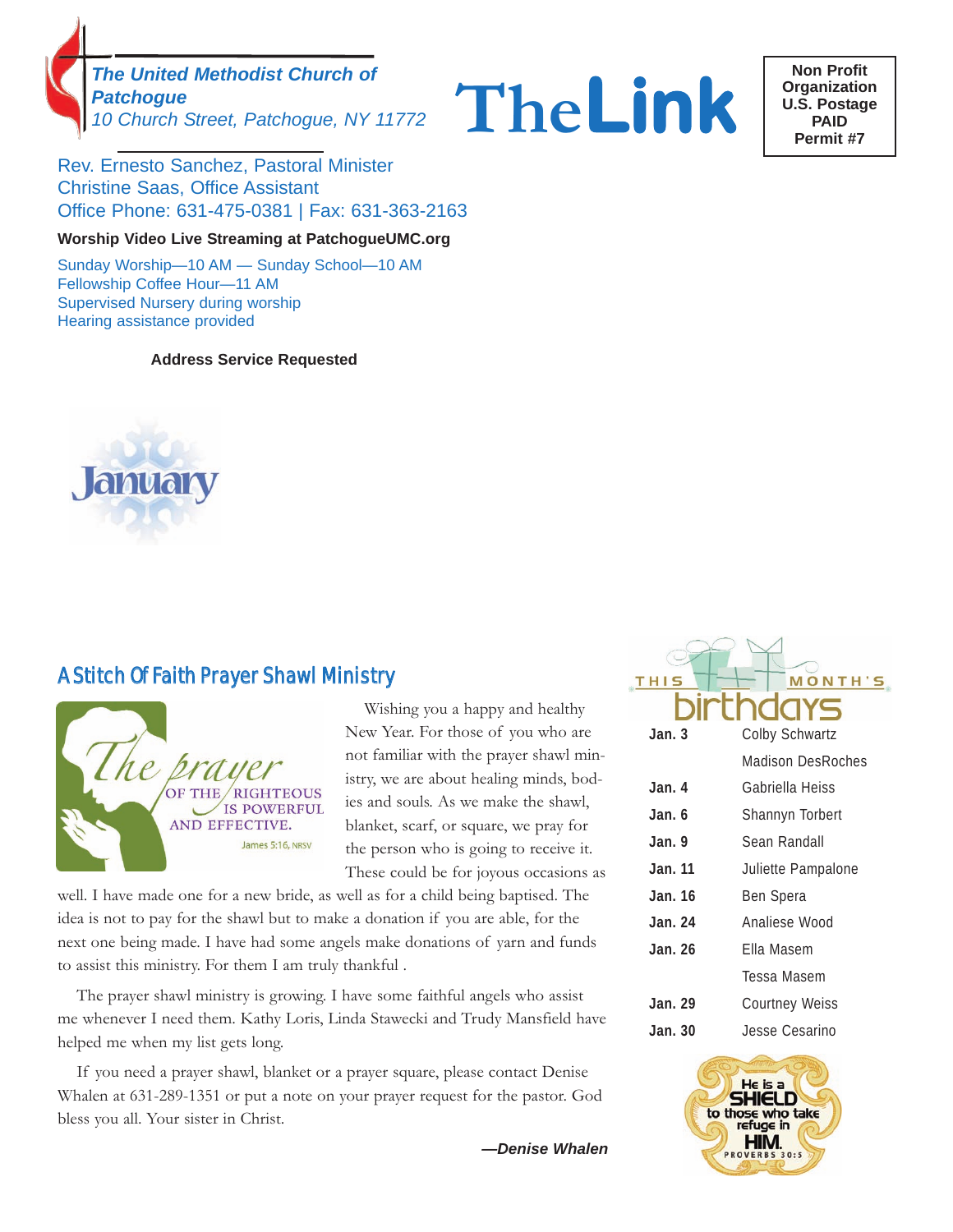*The United Methodist Church of Patchogue*
*10 Church Street, Patchogue, NY 11772*

# The Link

Non Profit Organization
U.S. Postage
PAID
Permit #7

Rev. Ernesto Sanchez, Pastoral Minister
Christine Saas, Office Assistant
Office Phone: 631-475-0381 | Fax: 631-363-2163

**Worship Video Live Streaming at PatchogueUMC.org**

Sunday Worship—10 AM — Sunday School—10 AM
Fellowship Coffee Hour—11 AM
Supervised Nursery during worship
Hearing assistance provided

**Address Service Requested**

January

## A Stitch Of Faith Prayer Shawl Ministry

The prayer of the righteous is powerful and effective.
James 5:16, NRSV

Wishing you a happy and healthy New Year. For those of you who are not familiar with the prayer shawl ministry, we are about healing minds, bodies and souls. As we make the shawl, blanket, scarf, or square, we pray for the person who is going to receive it. These could be for joyous occasions as well. I have made one for a new bride, as well as for a child being baptised. The idea is not to pay for the shawl but to make a donation if you are able, for the next one being made. I have had some angels make donations of yarn and funds to assist this ministry. For them I am truly thankful .

The prayer shawl ministry is growing. I have some faithful angels who assist me whenever I need them. Kathy Loris, Linda Stawecki and Trudy Mansfield have helped me when my list gets long.

If you need a prayer shawl, blanket or a prayer square, please contact Denise Whalen at 631-289-1351 or put a note on your prayer request for the pastor. God bless you all. Your sister in Christ.

***—Denise Whalen***

## This Month's Birthdays

| | |
|---|---|
| **Jan. 3** | Colby Schwartz |
| | Madison DesRoches |
| **Jan. 4** | Gabriella Heiss |
| **Jan. 6** | Shannyn Torbert |
| **Jan. 9** | Sean Randall |
| **Jan. 11** | Juliette Pampalone |
| **Jan. 16** | Ben Spera |
| **Jan. 24** | Analiese Wood |
| **Jan. 26** | Ella Masem |
| | Tessa Masem |
| **Jan. 29** | Courtney Weiss |
| **Jan. 30** | Jesse Cesarino |

He is a SHIELD to those who take refuge in HIM.
PROVERBS 30:5